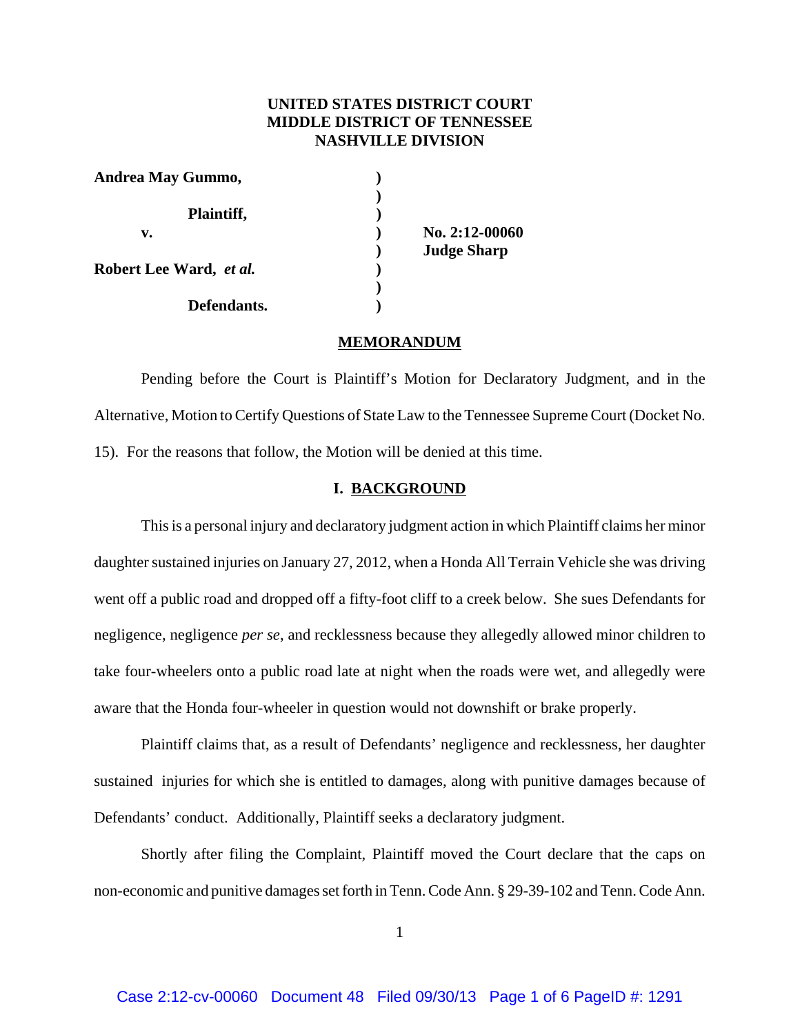**UNITED STATES DISTRICT COURT**
**MIDDLE DISTRICT OF TENNESSEE**
**NASHVILLE DIVISION**

| | | |
|---|---|---|
| **Andrea May Gummo,** | ) | |
| | ) | |
| **Plaintiff,** | ) | |
| **v.** | ) | **No. 2:12-00060** |
| | ) | **Judge Sharp** |
| **Robert Lee Ward,** ***et al.*** | ) | |
| | ) | |
| **Defendants.** | ) | |

## MEMORANDUM

Pending before the Court is Plaintiff's Motion for Declaratory Judgment, and in the Alternative, Motion to Certify Questions of State Law to the Tennessee Supreme Court (Docket No. 15). For the reasons that follow, the Motion will be denied at this time.

## I. BACKGROUND

This is a personal injury and declaratory judgment action in which Plaintiff claims her minor daughter sustained injuries on January 27, 2012, when a Honda All Terrain Vehicle she was driving went off a public road and dropped off a fifty-foot cliff to a creek below. She sues Defendants for negligence, negligence *per se*, and recklessness because they allegedly allowed minor children to take four-wheelers onto a public road late at night when the roads were wet, and allegedly were aware that the Honda four-wheeler in question would not downshift or brake properly.

Plaintiff claims that, as a result of Defendants' negligence and recklessness, her daughter sustained injuries for which she is entitled to damages, along with punitive damages because of Defendants' conduct. Additionally, Plaintiff seeks a declaratory judgment.

Shortly after filing the Complaint, Plaintiff moved the Court declare that the caps on non-economic and punitive damages set forth in Tenn. Code Ann. § 29-39-102 and Tenn. Code Ann.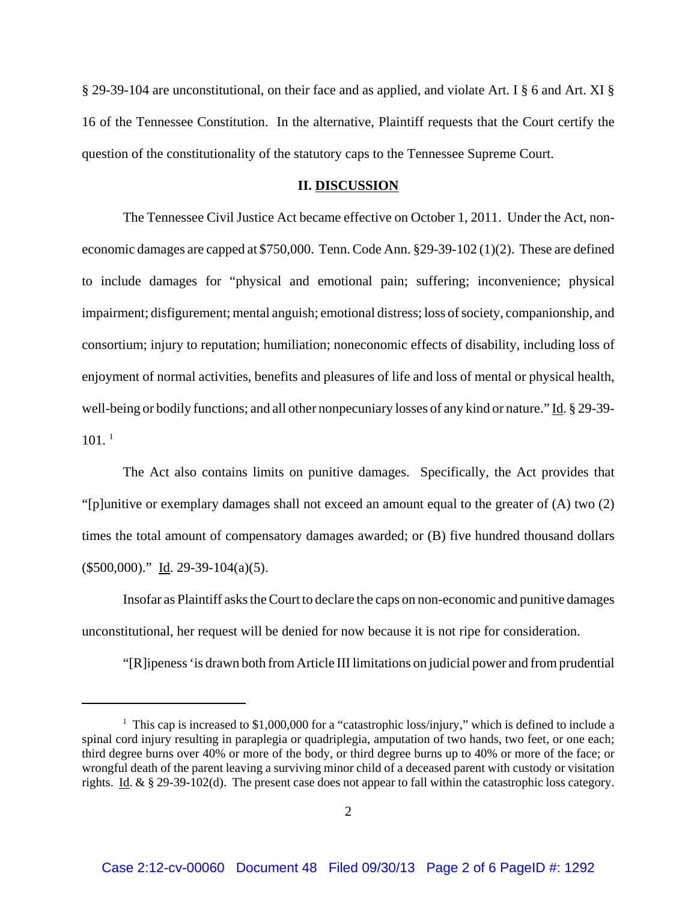§ 29-39-104 are unconstitutional, on their face and as applied, and violate Art. I § 6 and Art. XI § 16 of the Tennessee Constitution. In the alternative, Plaintiff requests that the Court certify the question of the constitutionality of the statutory caps to the Tennessee Supreme Court.

## II. DISCUSSION

The Tennessee Civil Justice Act became effective on October 1, 2011. Under the Act, non-economic damages are capped at $750,000. Tenn. Code Ann. §29-39-102 (1)(2). These are defined to include damages for "physical and emotional pain; suffering; inconvenience; physical impairment; disfigurement; mental anguish; emotional distress; loss of society, companionship, and consortium; injury to reputation; humiliation; noneconomic effects of disability, including loss of enjoyment of normal activities, benefits and pleasures of life and loss of mental or physical health, well-being or bodily functions; and all other nonpecuniary losses of any kind or nature." Id. § 29-39-101. [1]

The Act also contains limits on punitive damages. Specifically, the Act provides that "[p]unitive or exemplary damages shall not exceed an amount equal to the greater of (A) two (2) times the total amount of compensatory damages awarded; or (B) five hundred thousand dollars ($500,000)." Id. 29-39-104(a)(5).

Insofar as Plaintiff asks the Court to declare the caps on non-economic and punitive damages unconstitutional, her request will be denied for now because it is not ripe for consideration.

"[R]ipeness 'is drawn both from Article III limitations on judicial power and from prudential

---

[1] This cap is increased to $1,000,000 for a "catastrophic loss/injury," which is defined to include a spinal cord injury resulting in paraplegia or quadriplegia, amputation of two hands, two feet, or one each; third degree burns over 40% or more of the body, or third degree burns up to 40% or more of the face; or wrongful death of the parent leaving a surviving minor child of a deceased parent with custody or visitation rights. Id. & § 29-39-102(d). The present case does not appear to fall within the catastrophic loss category.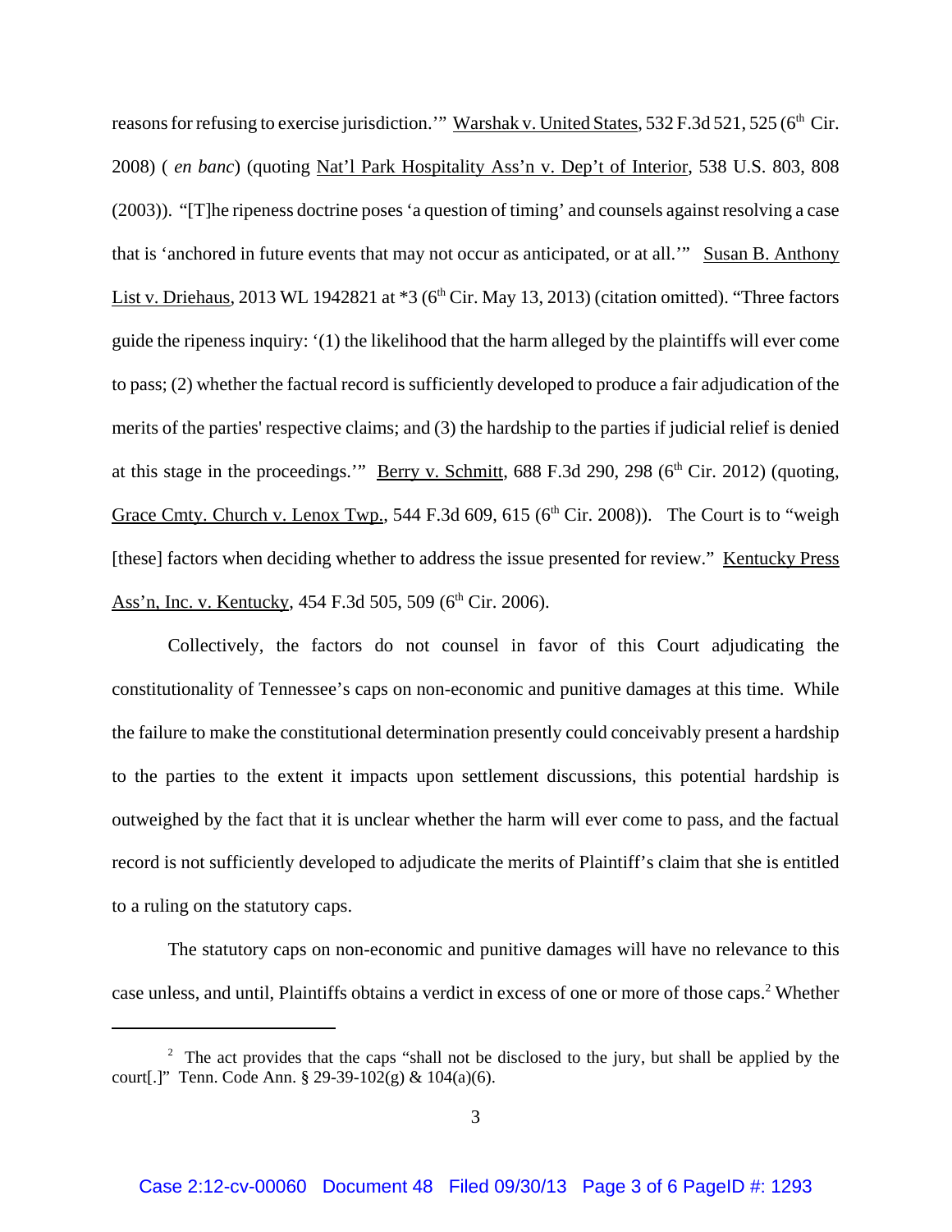reasons for refusing to exercise jurisdiction.'" Warshak v. United States, 532 F.3d 521, 525 (6th Cir. 2008) ( *en banc*) (quoting Nat'l Park Hospitality Ass'n v. Dep't of Interior, 538 U.S. 803, 808 (2003)). "[T]he ripeness doctrine poses 'a question of timing' and counsels against resolving a case that is 'anchored in future events that may not occur as anticipated, or at all.'" Susan B. Anthony List v. Driehaus, 2013 WL 1942821 at *3 (6th Cir. May 13, 2013) (citation omitted). "Three factors guide the ripeness inquiry: '(1) the likelihood that the harm alleged by the plaintiffs will ever come to pass; (2) whether the factual record is sufficiently developed to produce a fair adjudication of the merits of the parties' respective claims; and (3) the hardship to the parties if judicial relief is denied at this stage in the proceedings.'" Berry v. Schmitt, 688 F.3d 290, 298 (6th Cir. 2012) (quoting, Grace Cmty. Church v. Lenox Twp., 544 F.3d 609, 615 (6th Cir. 2008)). The Court is to "weigh [these] factors when deciding whether to address the issue presented for review." Kentucky Press Ass'n, Inc. v. Kentucky, 454 F.3d 505, 509 (6th Cir. 2006).

Collectively, the factors do not counsel in favor of this Court adjudicating the constitutionality of Tennessee's caps on non-economic and punitive damages at this time. While the failure to make the constitutional determination presently could conceivably present a hardship to the parties to the extent it impacts upon settlement discussions, this potential hardship is outweighed by the fact that it is unclear whether the harm will ever come to pass, and the factual record is not sufficiently developed to adjudicate the merits of Plaintiff's claim that she is entitled to a ruling on the statutory caps.

The statutory caps on non-economic and punitive damages will have no relevance to this case unless, and until, Plaintiffs obtains a verdict in excess of one or more of those caps.[2] Whether

[2] The act provides that the caps "shall not be disclosed to the jury, but shall be applied by the court[.]" Tenn. Code Ann. § 29-39-102(g) & 104(a)(6).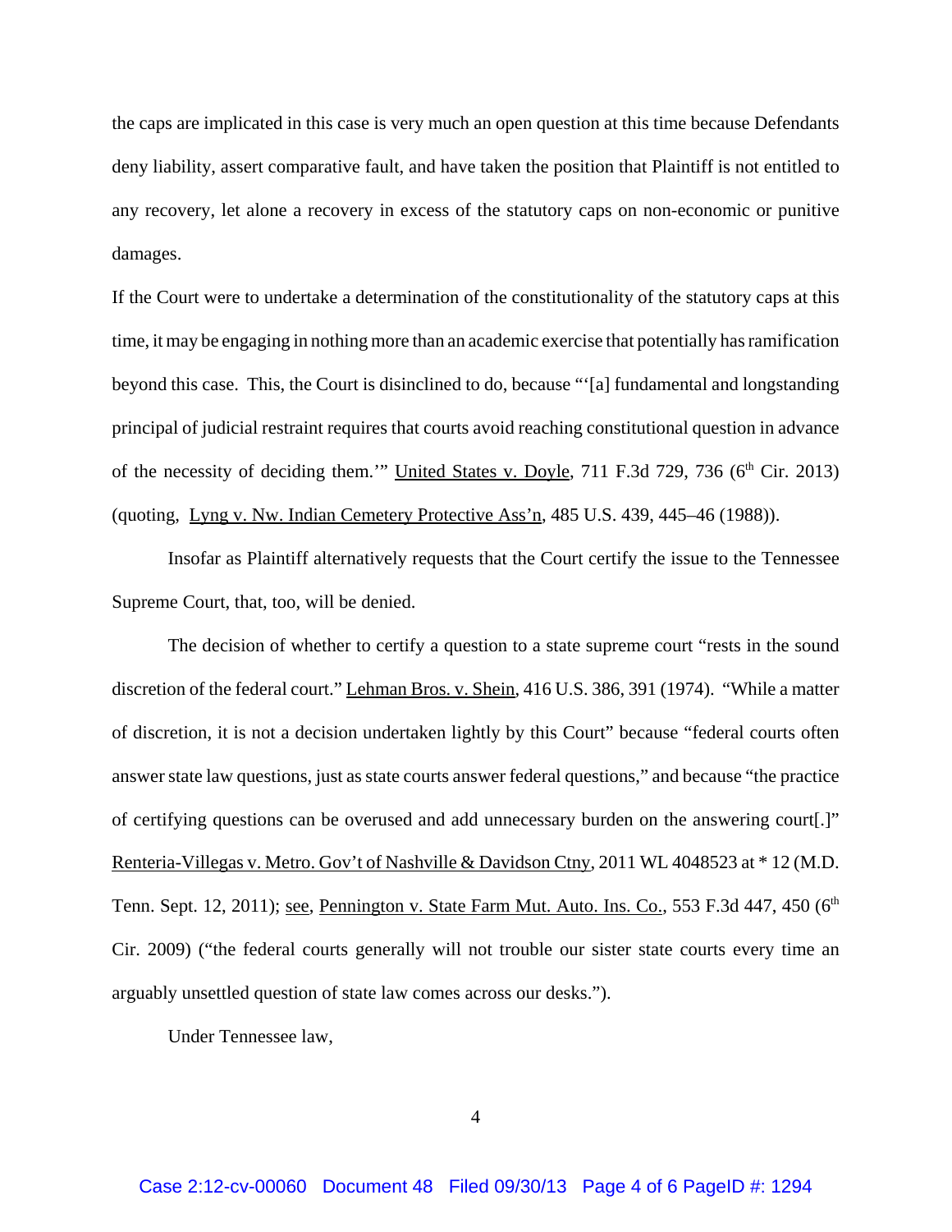the caps are implicated in this case is very much an open question at this time because Defendants deny liability, assert comparative fault, and have taken the position that Plaintiff is not entitled to any recovery, let alone a recovery in excess of the statutory caps on non-economic or punitive damages.

If the Court were to undertake a determination of the constitutionality of the statutory caps at this time, it may be engaging in nothing more than an academic exercise that potentially has ramification beyond this case. This, the Court is disinclined to do, because "'[a] fundamental and longstanding principal of judicial restraint requires that courts avoid reaching constitutional question in advance of the necessity of deciding them.'" United States v. Doyle, 711 F.3d 729, 736 (6th Cir. 2013) (quoting, Lyng v. Nw. Indian Cemetery Protective Ass'n, 485 U.S. 439, 445–46 (1988)).

Insofar as Plaintiff alternatively requests that the Court certify the issue to the Tennessee Supreme Court, that, too, will be denied.

The decision of whether to certify a question to a state supreme court "rests in the sound discretion of the federal court." Lehman Bros. v. Shein, 416 U.S. 386, 391 (1974). "While a matter of discretion, it is not a decision undertaken lightly by this Court" because "federal courts often answer state law questions, just as state courts answer federal questions," and because "the practice of certifying questions can be overused and add unnecessary burden on the answering court[.]" Renteria-Villegas v. Metro. Gov't of Nashville & Davidson Ctny, 2011 WL 4048523 at * 12 (M.D. Tenn. Sept. 12, 2011); see, Pennington v. State Farm Mut. Auto. Ins. Co., 553 F.3d 447, 450 (6th Cir. 2009) ("the federal courts generally will not trouble our sister state courts every time an arguably unsettled question of state law comes across our desks.").

Under Tennessee law,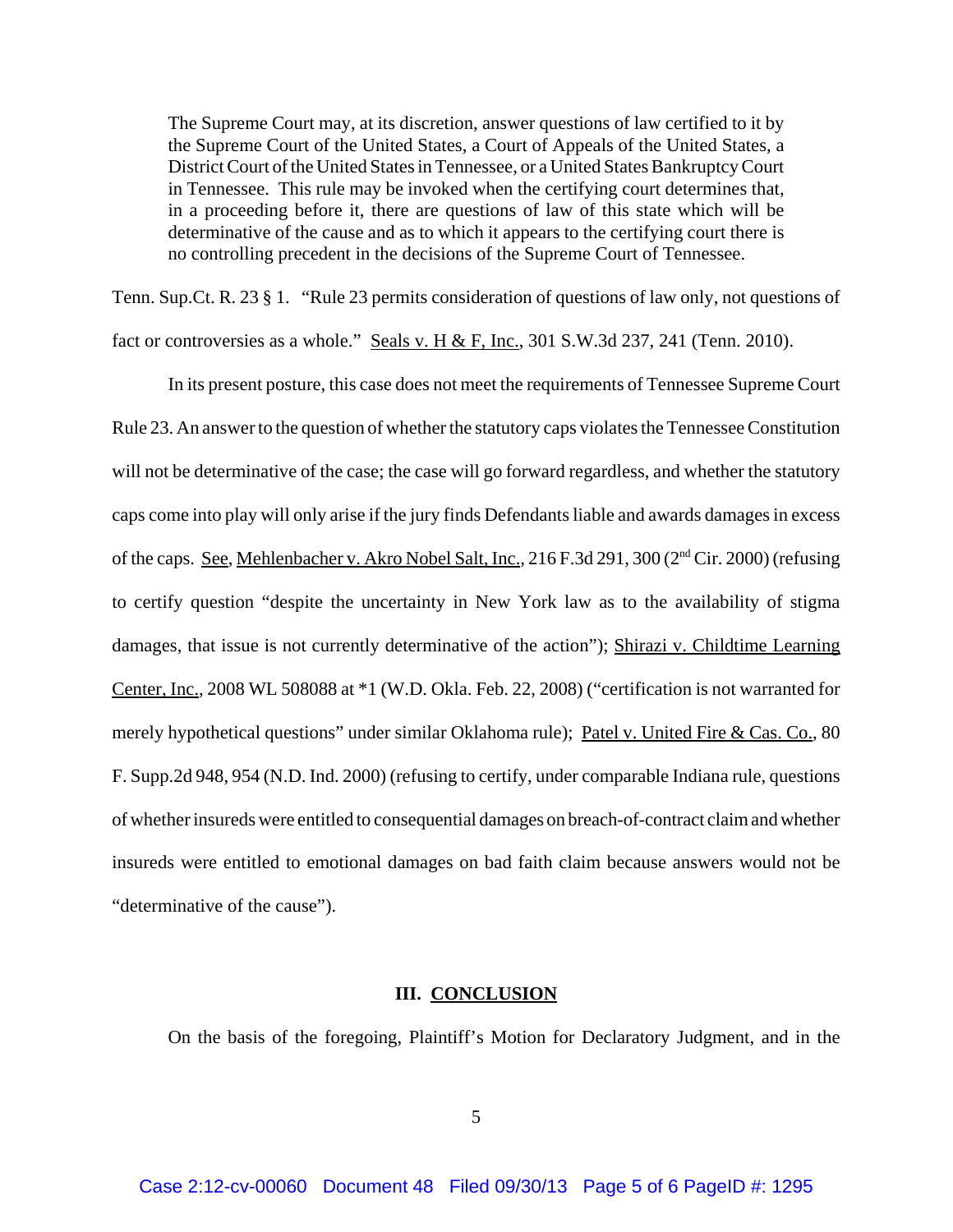> The Supreme Court may, at its discretion, answer questions of law certified to it by the Supreme Court of the United States, a Court of Appeals of the United States, a District Court of the United States in Tennessee, or a United States Bankruptcy Court in Tennessee. This rule may be invoked when the certifying court determines that, in a proceeding before it, there are questions of law of this state which will be determinative of the cause and as to which it appears to the certifying court there is no controlling precedent in the decisions of the Supreme Court of Tennessee.

Tenn. Sup.Ct. R. 23 § 1. "Rule 23 permits consideration of questions of law only, not questions of fact or controversies as a whole." Seals v. H & F, Inc., 301 S.W.3d 237, 241 (Tenn. 2010).

In its present posture, this case does not meet the requirements of Tennessee Supreme Court Rule 23. An answer to the question of whether the statutory caps violates the Tennessee Constitution will not be determinative of the case; the case will go forward regardless, and whether the statutory caps come into play will only arise if the jury finds Defendants liable and awards damages in excess of the caps. See, Mehlenbacher v. Akro Nobel Salt, Inc., 216 F.3d 291, 300 (2nd Cir. 2000) (refusing to certify question "despite the uncertainty in New York law as to the availability of stigma damages, that issue is not currently determinative of the action"); Shirazi v. Childtime Learning Center, Inc., 2008 WL 508088 at *1 (W.D. Okla. Feb. 22, 2008) ("certification is not warranted for merely hypothetical questions" under similar Oklahoma rule); Patel v. United Fire & Cas. Co., 80 F. Supp.2d 948, 954 (N.D. Ind. 2000) (refusing to certify, under comparable Indiana rule, questions of whether insureds were entitled to consequential damages on breach-of-contract claim and whether insureds were entitled to emotional damages on bad faith claim because answers would not be "determinative of the cause").

### III. CONCLUSION

On the basis of the foregoing, Plaintiff's Motion for Declaratory Judgment, and in the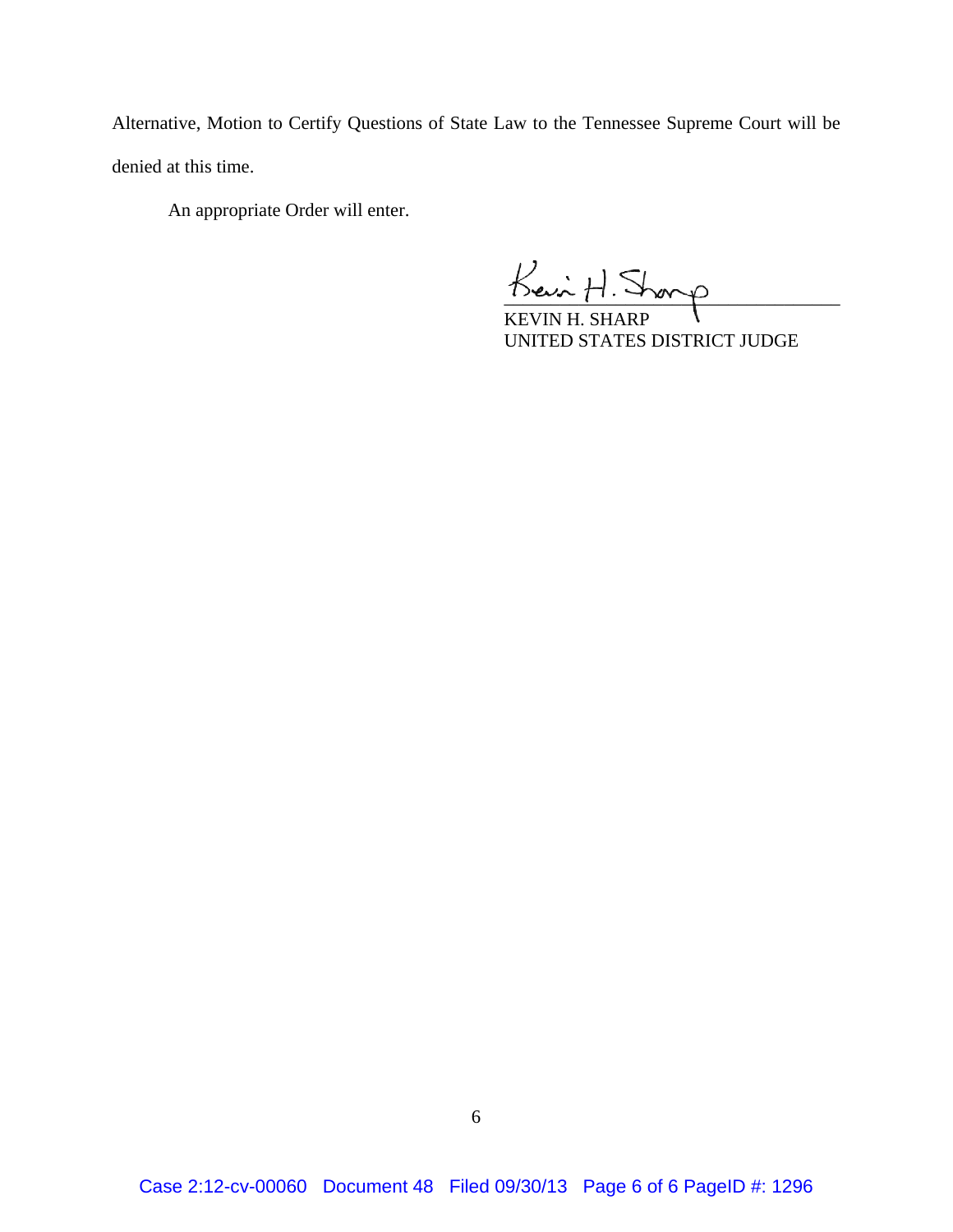Alternative, Motion to Certify Questions of State Law to the Tennessee Supreme Court will be denied at this time.

An appropriate Order will enter.

KEVIN H. SHARP
UNITED STATES DISTRICT JUDGE